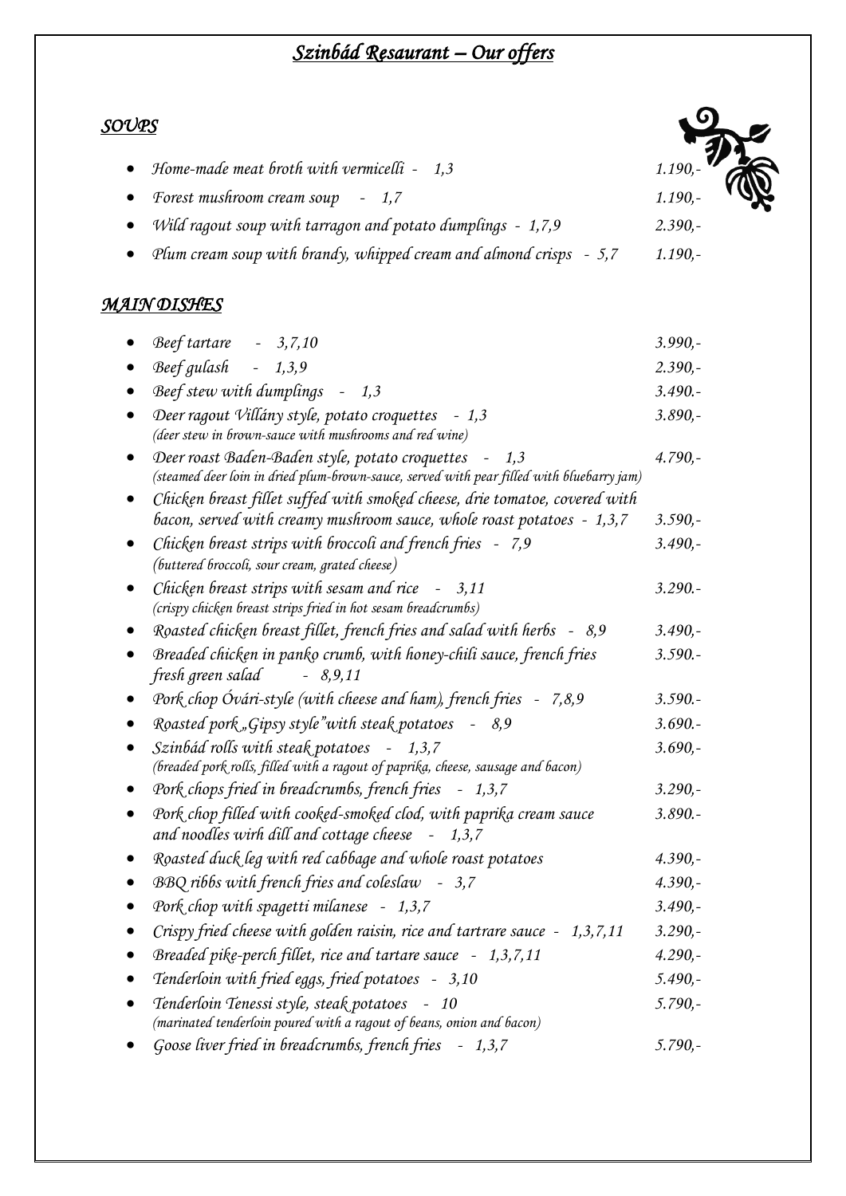# *Szinbád Resaurant – Our offers*

## *SOUPS*

- *Home-made meat broth with vermicelli - 1,3* — *1.190,-*
- *Forest mushroom cream soup - 1,7* — *1.190,-*
- *Wild ragout soup with tarragon and potato dumplings - 1,7,9* — *2.390,-*
- *Plum cream soup with brandy, whipped cream and almond crisps - 5,7* — *1.190,-*

## *MAIN DISHES*

- *Beef tartare - 3,7,10* — *3.990,-*
- *Beef gulash - 1,3,9* — *2.390,-*
- *Beef stew with dumplings - 1,3* — *3.490.-*
- *Deer ragout Villány style, potato croquettes - 1,3* — *3.890,-*
  *(deer stew in brown-sauce with mushrooms and red wine)*
- *Deer roast Baden-Baden style, potato croquettes - 1,3* — *4.790,-*
  *(steamed deer loin in dried plum-brown-sauce, served with pear filled with bluebarry jam)*
- *Chicken breast fillet suffed with smoked cheese, drie tomatoe, covered with bacon, served with creamy mushroom sauce, whole roast potatoes - 1,3,7* — *3.590,-*
- *Chicken breast strips with broccoli and french fries - 7,9* — *3.490,-*
  *(buttered broccoli, sour cream, grated cheese)*
- *Chicken breast strips with sesam and rice - 3,11* — *3.290.-*
  *(crispy chicken breast strips fried in hot sesam breadcrumbs)*
- *Roasted chicken breast fillet, french fries and salad with herbs - 8,9* — *3.490,-*
- *Breaded chicken in panko crumb, with honey-chili sauce, french fries fresh green salad - 8,9,11* — *3.590.-*
- *Pork chop Óvári-style (with cheese and ham), french fries - 7,8,9* — *3.590.-*
- *Roasted pork „Gipsy style"with steak potatoes - 8,9* — *3.690.-*
- *Szinbád rolls with steak potatoes - 1,3,7* — *3.690,-*
  *(breaded pork rolls, filled with a ragout of paprika, cheese, sausage and bacon)*
- *Pork chops fried in breadcrumbs, french fries - 1,3,7* — *3.290,-*
- *Pork chop filled with cooked-smoked clod, with paprika cream sauce and noodles wirh dill and cottage cheese - 1,3,7* — *3.890.-*
- *Roasted duck leg with red cabbage and whole roast potatoes* — *4.390,-*
- *BBQ ribbs with french fries and coleslaw - 3,7* — *4.390,-*
- *Pork chop with spagetti milanese - 1,3,7* — *3.490,-*
- *Crispy fried cheese with golden raisin, rice and tartrare sauce - 1,3,7,11* — *3.290,-*
- *Breaded pike-perch fillet, rice and tartare sauce - 1,3,7,11* — *4.290,-*
- *Tenderloin with fried eggs, fried potatoes - 3,10* — *5.490,-*
- *Tenderloin Tenessi style, steak potatoes - 10* — *5.790,-*
  *(marinated tenderloin poured with a ragout of beans, onion and bacon)*
- *Goose liver fried in breadcrumbs, french fries - 1,3,7* — *5.790,-*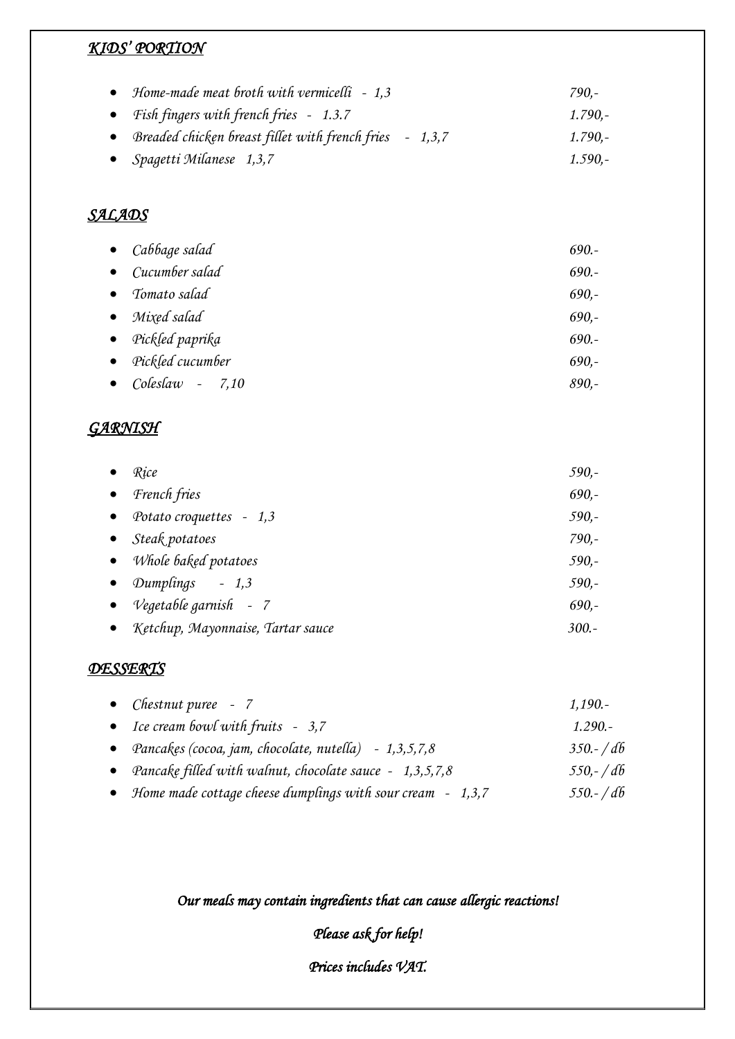## *KIDS' PORTION*

- *Home-made meat broth with vermicelli - 1,3* — *790,-*
- *Fish fingers with french fries - 1.3.7* — *1.790,-*
- *Breaded chicken breast fillet with french fries - 1,3,7* — *1.790,-*
- *Spagetti Milanese 1,3,7* — *1.590,-*

## *SALADS*

- *Cabbage salad* — *690.-*
- *Cucumber salad* — *690.-*
- *Tomato salad* — *690,-*
- *Mixed salad* — *690,-*
- *Pickled paprika* — *690.-*
- *Pickled cucumber* — *690,-*
- *Coleslaw - 7,10* — *890,-*

## *GARNISH*

- *Rice* — *590,-*
- *French fries* — *690,-*
- *Potato croquettes - 1,3* — *590,-*
- *Steak potatoes* — *790,-*
- *Whole baked potatoes* — *590,-*
- *Dumplings - 1,3* — *590,-*
- *Vegetable garnish - 7* — *690,-*
- *Ketchup, Mayonnaise, Tartar sauce* — *300.-*

## *DESSERTS*

- *Chestnut puree - 7* — *1,190.-*
- *Ice cream bowl with fruits - 3,7* — *1.290.-*
- *Pancakes (cocoa, jam, chocolate, nutella) - 1,3,5,7,8* — *350.- / db*
- *Pancake filled with walnut, chocolate sauce - 1,3,5,7,8* — *550,- / db*
- *Home made cottage cheese dumplings with sour cream - 1,3,7* — *550.- / db*

***Our meals may contain ingredients that can cause allergic reactions!***

***Please ask for help!***

***Prices includes VAT.***